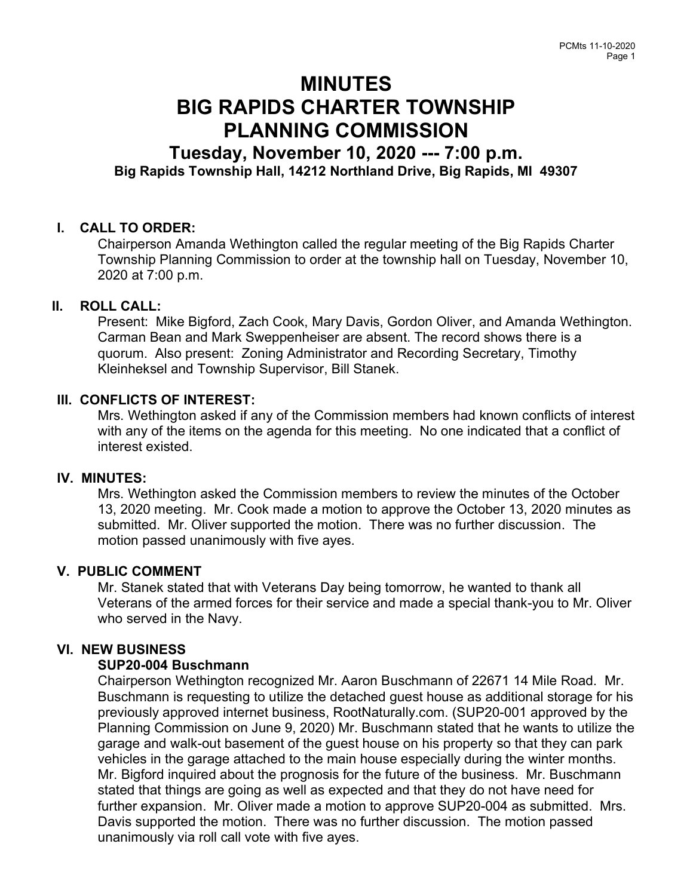# MINUTES
# BIG RAPIDS CHARTER TOWNSHIP
# PLANNING COMMISSION

## Tuesday, November 10, 2020 --- 7:00 p.m.

**Big Rapids Township Hall, 14212 Northland Drive, Big Rapids, MI 49307**

### I. CALL TO ORDER:

Chairperson Amanda Wethington called the regular meeting of the Big Rapids Charter Township Planning Commission to order at the township hall on Tuesday, November 10, 2020 at 7:00 p.m.

### II. ROLL CALL:

Present: Mike Bigford, Zach Cook, Mary Davis, Gordon Oliver, and Amanda Wethington. Carman Bean and Mark Sweppenheiser are absent. The record shows there is a quorum. Also present: Zoning Administrator and Recording Secretary, Timothy Kleinheksel and Township Supervisor, Bill Stanek.

### III. CONFLICTS OF INTEREST:

Mrs. Wethington asked if any of the Commission members had known conflicts of interest with any of the items on the agenda for this meeting. No one indicated that a conflict of interest existed.

### IV. MINUTES:

Mrs. Wethington asked the Commission members to review the minutes of the October 13, 2020 meeting. Mr. Cook made a motion to approve the October 13, 2020 minutes as submitted. Mr. Oliver supported the motion. There was no further discussion. The motion passed unanimously with five ayes.

### V. PUBLIC COMMENT

Mr. Stanek stated that with Veterans Day being tomorrow, he wanted to thank all Veterans of the armed forces for their service and made a special thank-you to Mr. Oliver who served in the Navy.

### VI. NEW BUSINESS

**SUP20-004 Buschmann**

Chairperson Wethington recognized Mr. Aaron Buschmann of 22671 14 Mile Road. Mr. Buschmann is requesting to utilize the detached guest house as additional storage for his previously approved internet business, RootNaturally.com. (SUP20-001 approved by the Planning Commission on June 9, 2020) Mr. Buschmann stated that he wants to utilize the garage and walk-out basement of the guest house on his property so that they can park vehicles in the garage attached to the main house especially during the winter months. Mr. Bigford inquired about the prognosis for the future of the business. Mr. Buschmann stated that things are going as well as expected and that they do not have need for further expansion. Mr. Oliver made a motion to approve SUP20-004 as submitted. Mrs. Davis supported the motion. There was no further discussion. The motion passed unanimously via roll call vote with five ayes.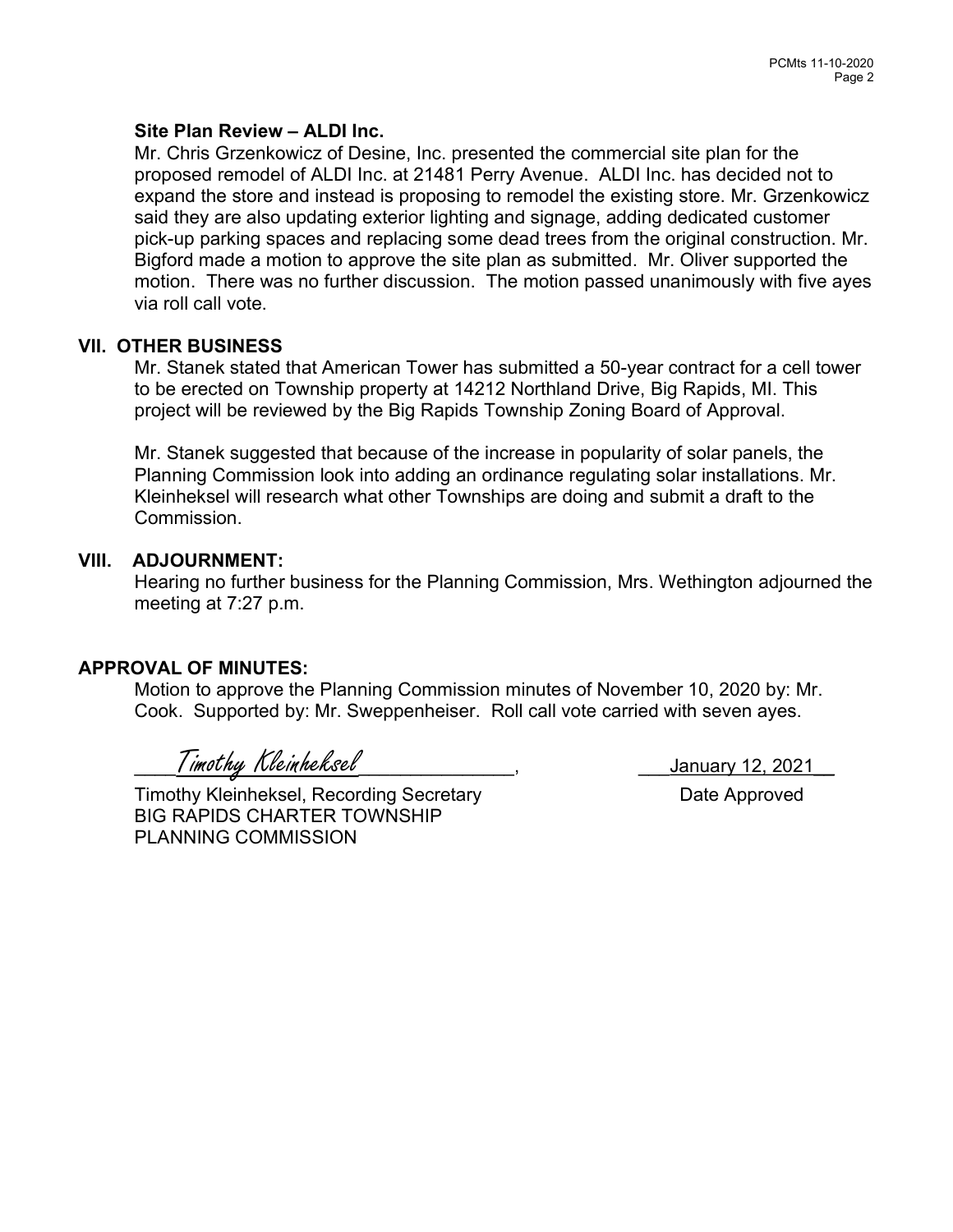### Site Plan Review – ALDI Inc.

Mr. Chris Grzenkowicz of Desine, Inc. presented the commercial site plan for the proposed remodel of ALDI Inc. at 21481 Perry Avenue. ALDI Inc. has decided not to expand the store and instead is proposing to remodel the existing store. Mr. Grzenkowicz said they are also updating exterior lighting and signage, adding dedicated customer pick-up parking spaces and replacing some dead trees from the original construction. Mr. Bigford made a motion to approve the site plan as submitted. Mr. Oliver supported the motion. There was no further discussion. The motion passed unanimously with five ayes via roll call vote.

## VII. OTHER BUSINESS

Mr. Stanek stated that American Tower has submitted a 50-year contract for a cell tower to be erected on Township property at 14212 Northland Drive, Big Rapids, MI. This project will be reviewed by the Big Rapids Township Zoning Board of Approval.

Mr. Stanek suggested that because of the increase in popularity of solar panels, the Planning Commission look into adding an ordinance regulating solar installations. Mr. Kleinheksel will research what other Townships are doing and submit a draft to the Commission.

## VIII. ADJOURNMENT:

Hearing no further business for the Planning Commission, Mrs. Wethington adjourned the meeting at 7:27 p.m.

## APPROVAL OF MINUTES:

Motion to approve the Planning Commission minutes of November 10, 2020 by: Mr. Cook. Supported by: Mr. Sweppenheiser. Roll call vote carried with seven ayes.

*Timothy Kleinheksel*, January 12, 2021

Timothy Kleinheksel, Recording Secretary — Date Approved

BIG RAPIDS CHARTER TOWNSHIP
PLANNING COMMISSION